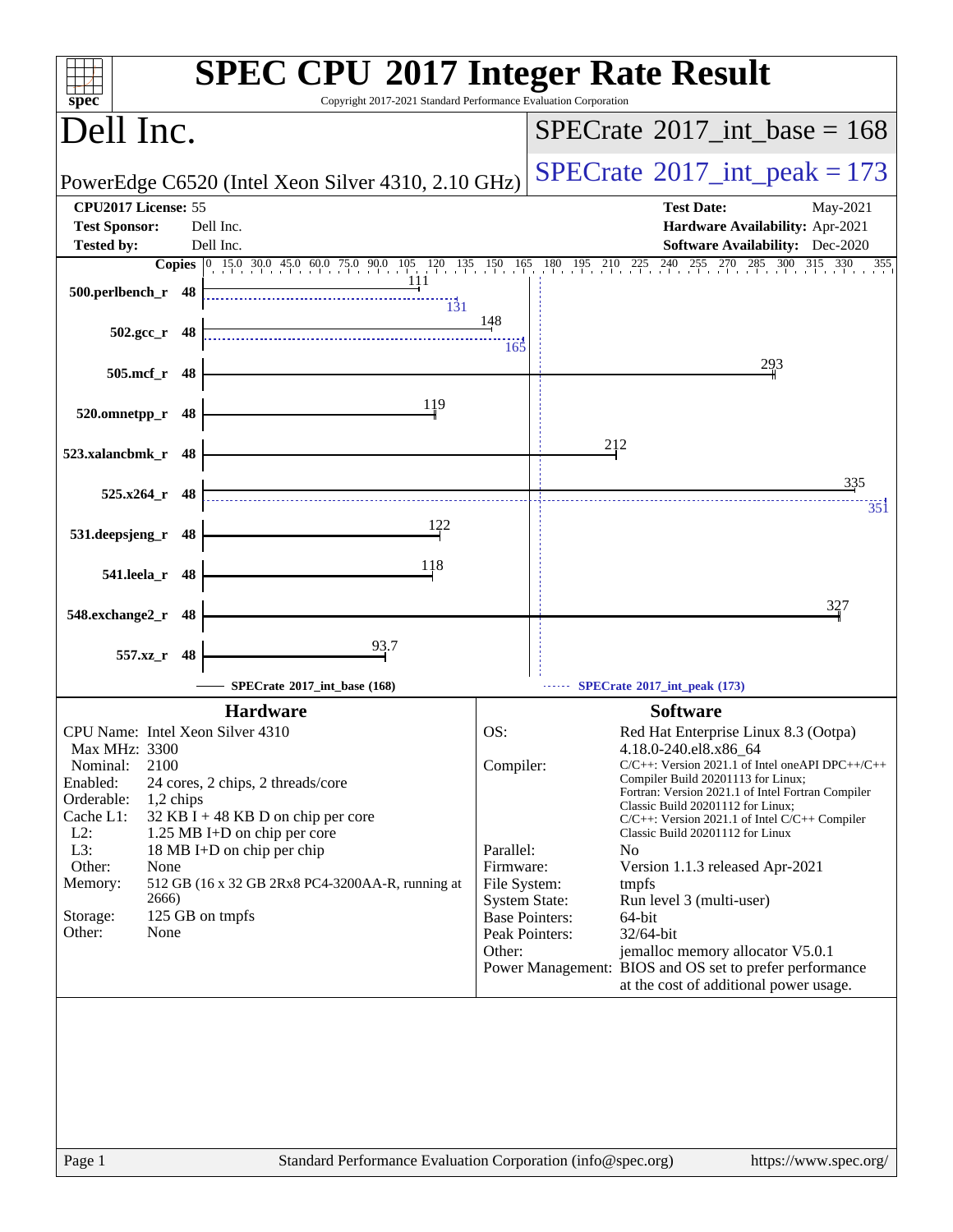# SPEC CPU 2017 Integer Rate Result

Copyright 2017-2021 Standard Performance Evaluation Corporation

## Dell Inc.

**SPECrate 2017_int_base = 168**

PowerEdge C6520 (Intel Xeon Silver 4310, 2.10 GHz)

**SPECrate 2017_int_peak = 173**

| | | | |
|---|---|---|---|
| **CPU2017 License:** | 55 | **Test Date:** | May-2021 |
| **Test Sponsor:** | Dell Inc. | **Hardware Availability:** | Apr-2021 |
| **Tested by:** | Dell Inc. | **Software Availability:** | Dec-2020 |

| Benchmark | Copies | Base | Peak |
|---|---|---|---|
| 500.perlbench_r | 48 | 111 | 131 |
| 502.gcc_r | 48 | 148 | 165 |
| 505.mcf_r | 48 | 293 | |
| 520.omnetpp_r | 48 | 119 | |
| 523.xalancbmk_r | 48 | 212 | |
| 525.x264_r | 48 | 335 | 351 |
| 531.deepsjeng_r | 48 | 122 | |
| 541.leela_r | 48 | 118 | |
| 548.exchange2_r | 48 | 327 | |
| 557.xz_r | 48 | 93.7 | |

SPECrate 2017_int_base (168) — SPECrate 2017_int_peak (173)

### Hardware

| | |
|---|---|
| CPU Name: | Intel Xeon Silver 4310 |
| Max MHz: | 3300 |
| Nominal: | 2100 |
| Enabled: | 24 cores, 2 chips, 2 threads/core |
| Orderable: | 1,2 chips |
| Cache L1: | 32 KB I + 48 KB D on chip per core |
| L2: | 1.25 MB I+D on chip per core |
| L3: | 18 MB I+D on chip per chip |
| Other: | None |
| Memory: | 512 GB (16 x 32 GB 2Rx8 PC4-3200AA-R, running at 2666) |
| Storage: | 125 GB on tmpfs |
| Other: | None |

### Software

| | |
|---|---|
| OS: | Red Hat Enterprise Linux 8.3 (Ootpa) 4.18.0-240.el8.x86_64 |
| Compiler: | C/C++: Version 2021.1 of Intel oneAPI DPC++/C++ Compiler Build 20201113 for Linux; Fortran: Version 2021.1 of Intel Fortran Compiler Classic Build 20201112 for Linux; C/C++: Version 2021.1 of Intel C/C++ Compiler Classic Build 20201112 for Linux |
| Parallel: | No |
| Firmware: | Version 1.1.3 released Apr-2021 |
| File System: | tmpfs |
| System State: | Run level 3 (multi-user) |
| Base Pointers: | 64-bit |
| Peak Pointers: | 32/64-bit |
| Other: | jemalloc memory allocator V5.0.1 |
| Power Management: | BIOS and OS set to prefer performance at the cost of additional power usage. |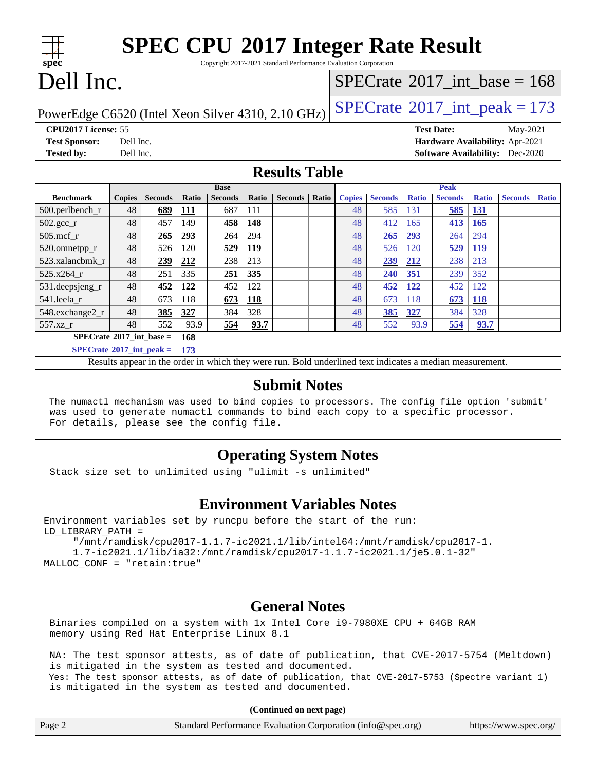# SPEC CPU 2017 Integer Rate Result

Copyright 2017-2021 Standard Performance Evaluation Corporation

# Dell Inc.

PowerEdge C6520 (Intel Xeon Silver 4310, 2.10 GHz)

SPECrate 2017_int_base = 168

SPECrate 2017_int_peak = 173

**CPU2017 License:** 55
**Test Sponsor:** Dell Inc.
**Tested by:** Dell Inc.

**Test Date:** May-2021
**Hardware Availability:** Apr-2021
**Software Availability:** Dec-2020

## Results Table

| Benchmark | Base | | | | | | | Peak | | | | | | |
|---|---|---|---|---|---|---|---|---|---|---|---|---|---|---|
| | Copies | Seconds | Ratio | Seconds | Ratio | Seconds | Ratio | Copies | Seconds | Ratio | Seconds | Ratio | Seconds | Ratio |
| 500.perlbench_r | 48 | **689** | **111** | 687 | 111 | | | 48 | 585 | 131 | **585** | **131** | | |
| 502.gcc_r | 48 | 457 | 149 | **458** | **148** | | | 48 | 412 | 165 | **413** | **165** | | |
| 505.mcf_r | 48 | **265** | **293** | 264 | 294 | | | 48 | **265** | **293** | 264 | 294 | | |
| 520.omnetpp_r | 48 | 526 | 120 | **529** | **119** | | | 48 | 526 | 120 | **529** | **119** | | |
| 523.xalancbmk_r | 48 | **239** | **212** | 238 | 213 | | | 48 | **239** | **212** | 238 | 213 | | |
| 525.x264_r | 48 | 251 | 335 | **251** | **335** | | | 48 | **240** | **351** | 239 | 352 | | |
| 531.deepsjeng_r | 48 | **452** | **122** | 452 | 122 | | | 48 | **452** | **122** | 452 | 122 | | |
| 541.leela_r | 48 | 673 | 118 | **673** | **118** | | | 48 | 673 | 118 | **673** | **118** | | |
| 548.exchange2_r | 48 | **385** | **327** | 384 | 328 | | | 48 | **385** | **327** | 384 | 328 | | |
| 557.xz_r | 48 | 552 | 93.9 | **554** | **93.7** | | | 48 | 552 | 93.9 | **554** | **93.7** | | |

**SPECrate 2017_int_base = 168**

**SPECrate 2017_int_peak = 173**

Results appear in the order in which they were run. Bold underlined text indicates a median measurement.

## Submit Notes

```
The numactl mechanism was used to bind copies to processors. The config file option 'submit'
was used to generate numactl commands to bind each copy to a specific processor.
For details, please see the config file.
```

## Operating System Notes

```
Stack size set to unlimited using "ulimit -s unlimited"
```

## Environment Variables Notes

```
Environment variables set by runcpu before the start of the run:
LD_LIBRARY_PATH =
     "/mnt/ramdisk/cpu2017-1.1.7-ic2021.1/lib/intel64:/mnt/ramdisk/cpu2017-1.
     1.7-ic2021.1/lib/ia32:/mnt/ramdisk/cpu2017-1.1.7-ic2021.1/je5.0.1-32"
MALLOC_CONF = "retain:true"
```

## General Notes

```
Binaries compiled on a system with 1x Intel Core i9-7980XE CPU + 64GB RAM
memory using Red Hat Enterprise Linux 8.1

NA: The test sponsor attests, as of date of publication, that CVE-2017-5754 (Meltdown)
is mitigated in the system as tested and documented.
Yes: The test sponsor attests, as of date of publication, that CVE-2017-5753 (Spectre variant 1)
is mitigated in the system as tested and documented.
```

**(Continued on next page)**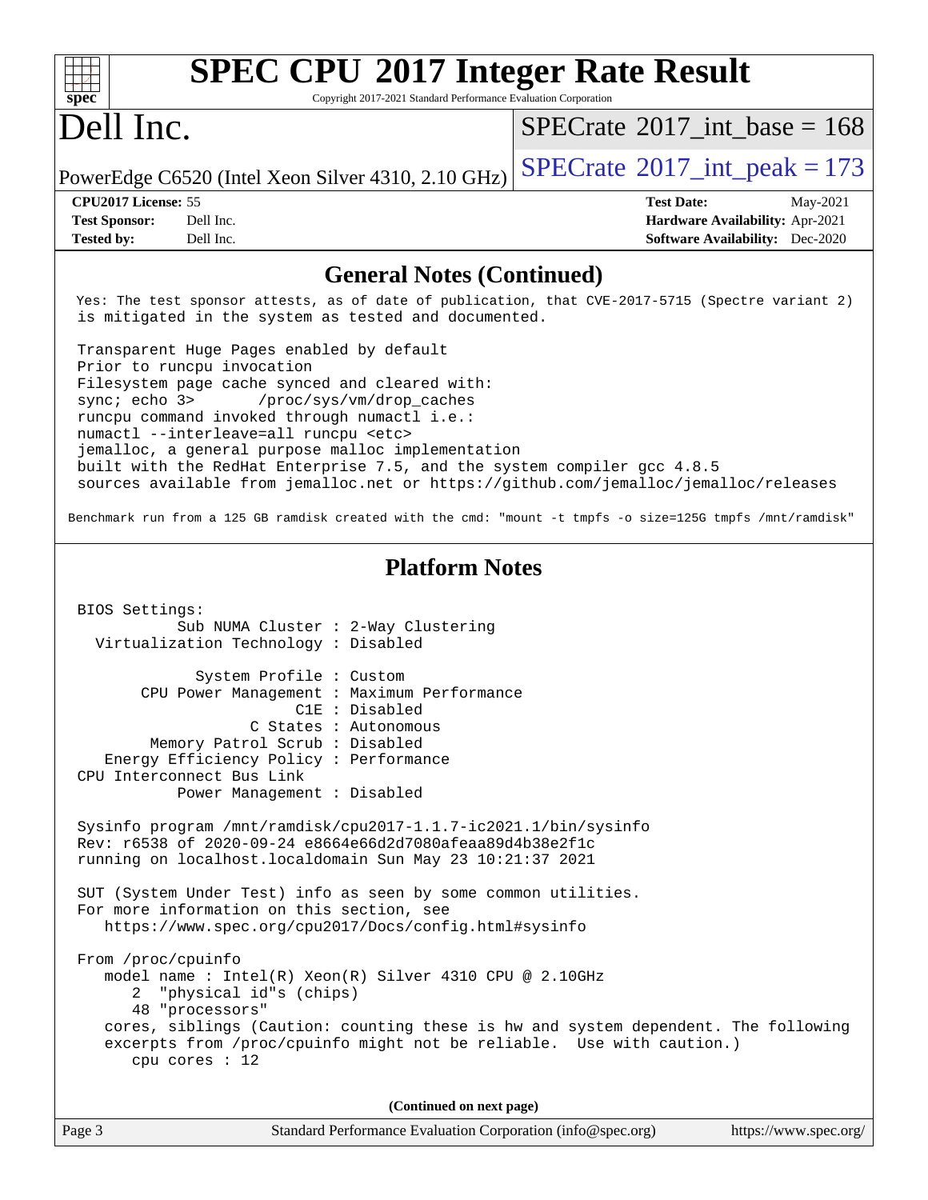# SPEC CPU 2017 Integer Rate Result

Copyright 2017-2021 Standard Performance Evaluation Corporation

## Dell Inc.

PowerEdge C6520 (Intel Xeon Silver 4310, 2.10 GHz)

SPECrate 2017_int_base = 168

SPECrate 2017_int_peak = 173

**CPU2017 License:** 55
**Test Sponsor:** Dell Inc.
**Tested by:** Dell Inc.

**Test Date:** May-2021
**Hardware Availability:** Apr-2021
**Software Availability:** Dec-2020

## General Notes (Continued)

```
Yes: The test sponsor attests, as of date of publication, that CVE-2017-5715 (Spectre variant 2)
is mitigated in the system as tested and documented.

Transparent Huge Pages enabled by default
Prior to runcpu invocation
Filesystem page cache synced and cleared with:
sync; echo 3>       /proc/sys/vm/drop_caches
runcpu command invoked through numactl i.e.:
numactl --interleave=all runcpu <etc>
jemalloc, a general purpose malloc implementation
built with the RedHat Enterprise 7.5, and the system compiler gcc 4.8.5
sources available from jemalloc.net or https://github.com/jemalloc/jemalloc/releases

Benchmark run from a 125 GB ramdisk created with the cmd: "mount -t tmpfs -o size=125G tmpfs /mnt/ramdisk"
```

## Platform Notes

```
BIOS Settings:
          Sub NUMA Cluster : 2-Way Clustering
  Virtualization Technology : Disabled

            System Profile : Custom
       CPU Power Management : Maximum Performance
                       C1E : Disabled
                  C States : Autonomous
        Memory Patrol Scrub : Disabled
   Energy Efficiency Policy : Performance
CPU Interconnect Bus Link
          Power Management : Disabled

Sysinfo program /mnt/ramdisk/cpu2017-1.1.7-ic2021.1/bin/sysinfo
Rev: r6538 of 2020-09-24 e8664e66d2d7080afeaa89d4b38e2f1c
running on localhost.localdomain Sun May 23 10:21:37 2021

SUT (System Under Test) info as seen by some common utilities.
For more information on this section, see
   https://www.spec.org/cpu2017/Docs/config.html#sysinfo

From /proc/cpuinfo
   model name : Intel(R) Xeon(R) Silver 4310 CPU @ 2.10GHz
      2  "physical id"s (chips)
      48 "processors"
   cores, siblings (Caution: counting these is hw and system dependent. The following
   excerpts from /proc/cpuinfo might not be reliable.  Use with caution.)
      cpu cores : 12
```

(Continued on next page)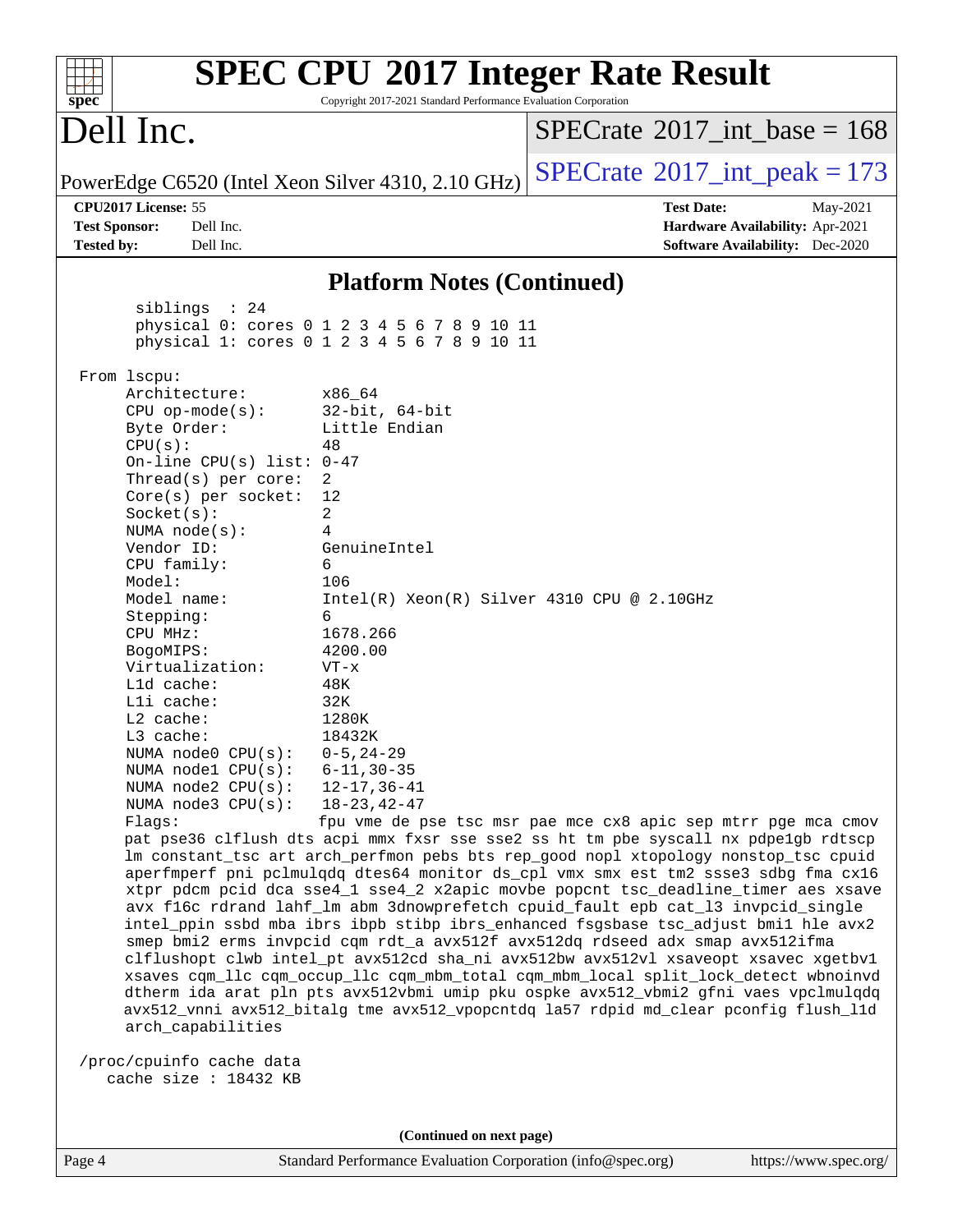## Platform Notes (Continued)

```
       siblings  : 24
       physical 0: cores 0 1 2 3 4 5 6 7 8 9 10 11
       physical 1: cores 0 1 2 3 4 5 6 7 8 9 10 11

 From lscpu:
      Architecture:          x86_64
      CPU op-mode(s):        32-bit, 64-bit
      Byte Order:            Little Endian
      CPU(s):                48
      On-line CPU(s) list: 0-47
      Thread(s) per core:    2
      Core(s) per socket:    12
      Socket(s):             2
      NUMA node(s):          4
      Vendor ID:             GenuineIntel
      CPU family:            6
      Model:                 106
      Model name:            Intel(R) Xeon(R) Silver 4310 CPU @ 2.10GHz
      Stepping:              6
      CPU MHz:               1678.266
      BogoMIPS:              4200.00
      Virtualization:        VT-x
      L1d cache:             48K
      L1i cache:             32K
      L2 cache:              1280K
      L3 cache:              18432K
      NUMA node0 CPU(s):     0-5,24-29
      NUMA node1 CPU(s):     6-11,30-35
      NUMA node2 CPU(s):     12-17,36-41
      NUMA node3 CPU(s):     18-23,42-47
      Flags:                 fpu vme de pse tsc msr pae mce cx8 apic sep mtrr pge mca cmov
      pat pse36 clflush dts acpi mmx fxsr sse sse2 ss ht tm pbe syscall nx pdpe1gb rdtscp
      lm constant_tsc art arch_perfmon pebs bts rep_good nopl xtopology nonstop_tsc cpuid
      aperfmperf pni pclmulqdq dtes64 monitor ds_cpl vmx smx est tm2 ssse3 sdbg fma cx16
      xtpr pdcm pcid dca sse4_1 sse4_2 x2apic movbe popcnt tsc_deadline_timer aes xsave
      avx f16c rdrand lahf_lm abm 3dnowprefetch cpuid_fault epb cat_l3 invpcid_single
      intel_ppin ssbd mba ibrs ibpb stibp ibrs_enhanced fsgsbase tsc_adjust bmi1 hle avx2
      smep bmi2 erms invpcid cqm rdt_a avx512f avx512dq rdseed adx smap avx512ifma
      clflushopt clwb intel_pt avx512cd sha_ni avx512bw avx512vl xsaveopt xsavec xgetbv1
      xsaves cqm_llc cqm_occup_llc cqm_mbm_total cqm_mbm_local split_lock_detect wbnoinvd
      dtherm ida arat pln pts avx512vbmi umip pku ospke avx512_vbmi2 gfni vaes vpclmulqdq
      avx512_vnni avx512_bitalg tme avx512_vpopcntdq la57 rdpid md_clear pconfig flush_l1d
      arch_capabilities

 /proc/cpuinfo cache data
    cache size : 18432 KB
```

(Continued on next page)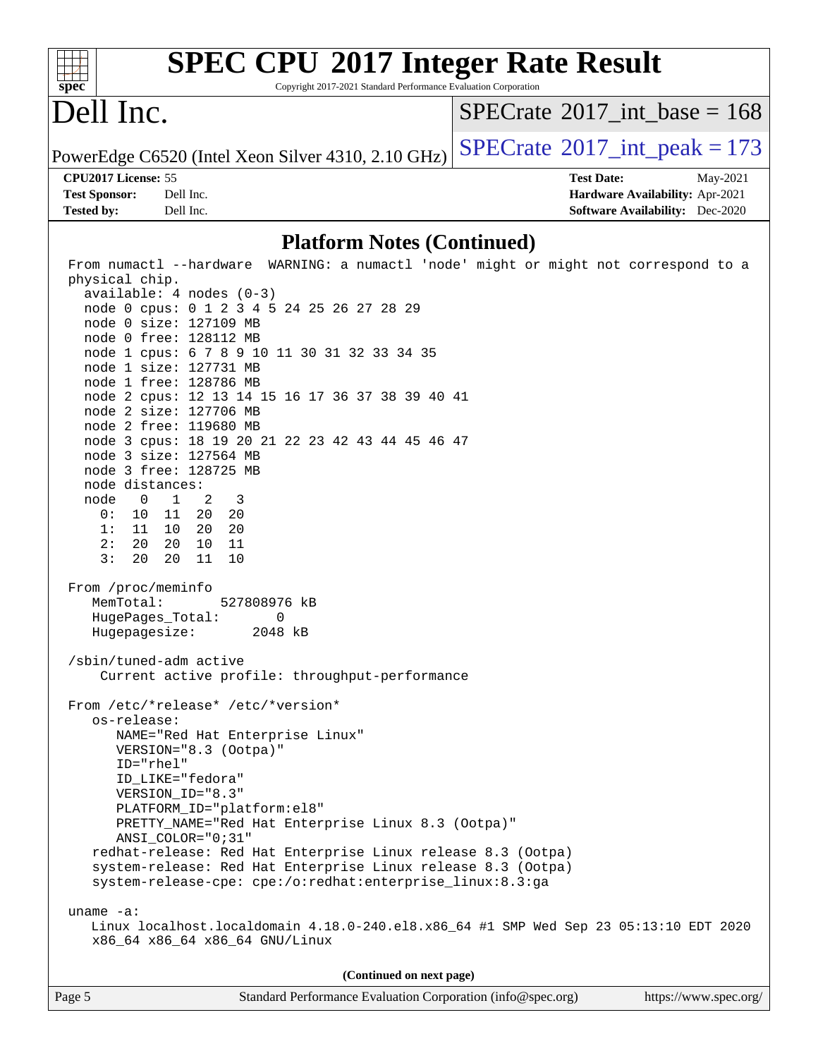# SPEC CPU 2017 Integer Rate Result

Copyright 2017-2021 Standard Performance Evaluation Corporation

# Dell Inc.

PowerEdge C6520 (Intel Xeon Silver 4310, 2.10 GHz)

SPECrate 2017_int_base = 168

SPECrate 2017_int_peak = 173

**CPU2017 License:** 55
**Test Sponsor:** Dell Inc.
**Tested by:** Dell Inc.

**Test Date:** May-2021
**Hardware Availability:** Apr-2021
**Software Availability:** Dec-2020

## Platform Notes (Continued)

```
From numactl --hardware  WARNING: a numactl 'node' might or might not correspond to a
physical chip.
  available: 4 nodes (0-3)
  node 0 cpus: 0 1 2 3 4 5 24 25 26 27 28 29
  node 0 size: 127109 MB
  node 0 free: 128112 MB
  node 1 cpus: 6 7 8 9 10 11 30 31 32 33 34 35
  node 1 size: 127731 MB
  node 1 free: 128786 MB
  node 2 cpus: 12 13 14 15 16 17 36 37 38 39 40 41
  node 2 size: 127706 MB
  node 2 free: 119680 MB
  node 3 cpus: 18 19 20 21 22 23 42 43 44 45 46 47
  node 3 size: 127564 MB
  node 3 free: 128725 MB
  node distances:
  node   0   1   2   3
    0:  10  11  20  20
    1:  11  10  20  20
    2:  20  20  10  11
    3:  20  20  11  10

From /proc/meminfo
   MemTotal:       527808976 kB
   HugePages_Total:       0
   Hugepagesize:       2048 kB

/sbin/tuned-adm active
    Current active profile: throughput-performance

From /etc/*release* /etc/*version*
   os-release:
      NAME="Red Hat Enterprise Linux"
      VERSION="8.3 (Ootpa)"
      ID="rhel"
      ID_LIKE="fedora"
      VERSION_ID="8.3"
      PLATFORM_ID="platform:el8"
      PRETTY_NAME="Red Hat Enterprise Linux 8.3 (Ootpa)"
      ANSI_COLOR="0;31"
   redhat-release: Red Hat Enterprise Linux release 8.3 (Ootpa)
   system-release: Red Hat Enterprise Linux release 8.3 (Ootpa)
   system-release-cpe: cpe:/o:redhat:enterprise_linux:8.3:ga

uname -a:
   Linux localhost.localdomain 4.18.0-240.el8.x86_64 #1 SMP Wed Sep 23 05:13:10 EDT 2020
   x86_64 x86_64 x86_64 GNU/Linux
```

**(Continued on next page)**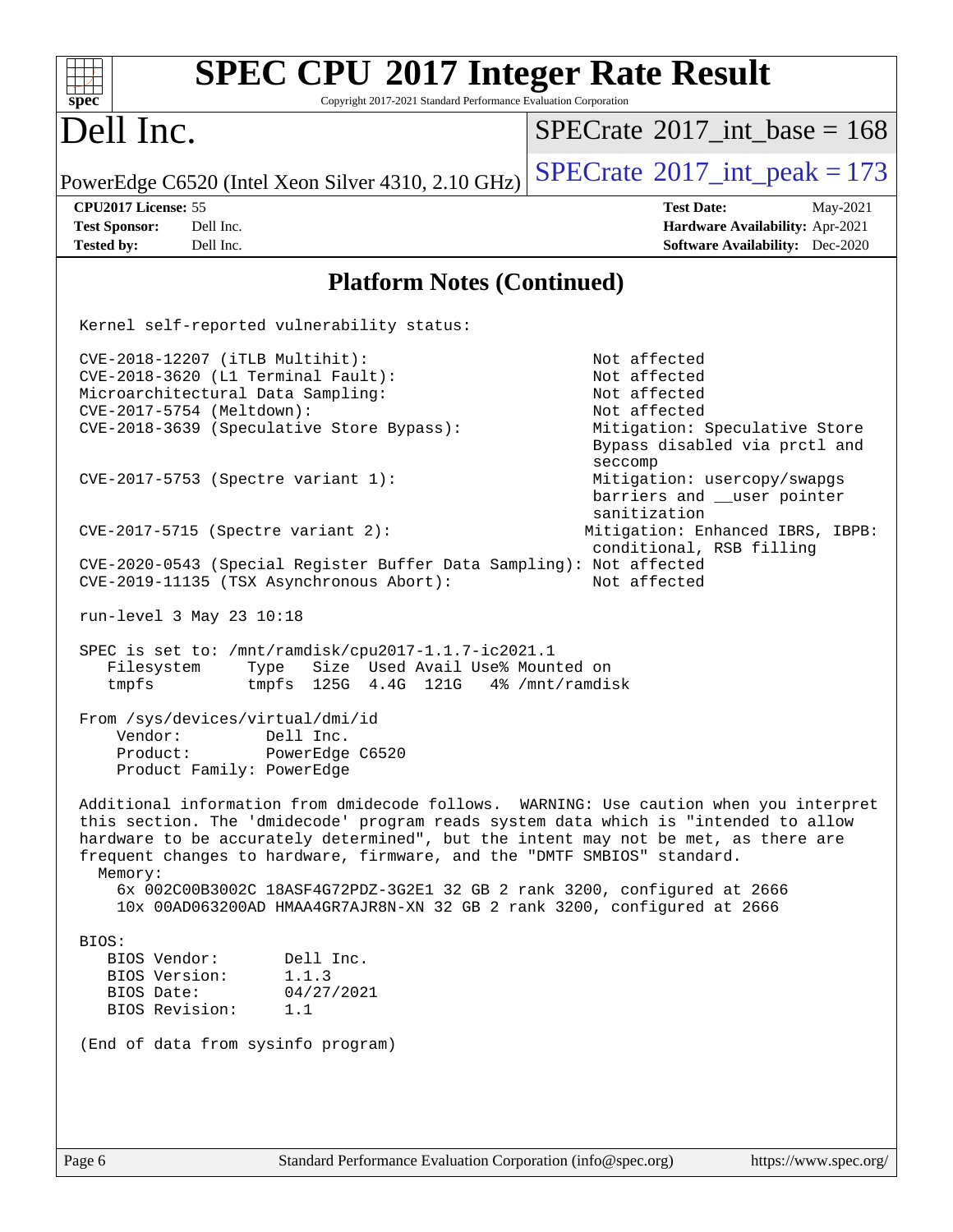## Platform Notes (Continued)

```
Kernel self-reported vulnerability status:

CVE-2018-12207 (iTLB Multihit):                              Not affected
CVE-2018-3620 (L1 Terminal Fault):                           Not affected
Microarchitectural Data Sampling:                            Not affected
CVE-2017-5754 (Meltdown):                                    Not affected
CVE-2018-3639 (Speculative Store Bypass):                    Mitigation: Speculative Store
                                                             Bypass disabled via prctl and
                                                             seccomp
CVE-2017-5753 (Spectre variant 1):                           Mitigation: usercopy/swapgs
                                                             barriers and __user pointer
                                                             sanitization
CVE-2017-5715 (Spectre variant 2):                          Mitigation: Enhanced IBRS, IBPB:
                                                             conditional, RSB filling
CVE-2020-0543 (Special Register Buffer Data Sampling): Not affected
CVE-2019-11135 (TSX Asynchronous Abort):                     Not affected

run-level 3 May 23 10:18

SPEC is set to: /mnt/ramdisk/cpu2017-1.1.7-ic2021.1
   Filesystem     Type   Size  Used Avail Use% Mounted on
   tmpfs          tmpfs  125G  4.4G  121G   4% /mnt/ramdisk

From /sys/devices/virtual/dmi/id
    Vendor:         Dell Inc.
    Product:        PowerEdge C6520
    Product Family: PowerEdge

Additional information from dmidecode follows.  WARNING: Use caution when you interpret
this section. The 'dmidecode' program reads system data which is "intended to allow
hardware to be accurately determined", but the intent may not be met, as there are
frequent changes to hardware, firmware, and the "DMTF SMBIOS" standard.
  Memory:
    6x 002C00B3002C 18ASF4G72PDZ-3G2E1 32 GB 2 rank 3200, configured at 2666
    10x 00AD063200AD HMAA4GR7AJR8N-XN 32 GB 2 rank 3200, configured at 2666

BIOS:
   BIOS Vendor:       Dell Inc.
   BIOS Version:      1.1.3
   BIOS Date:         04/27/2021
   BIOS Revision:     1.1

(End of data from sysinfo program)
```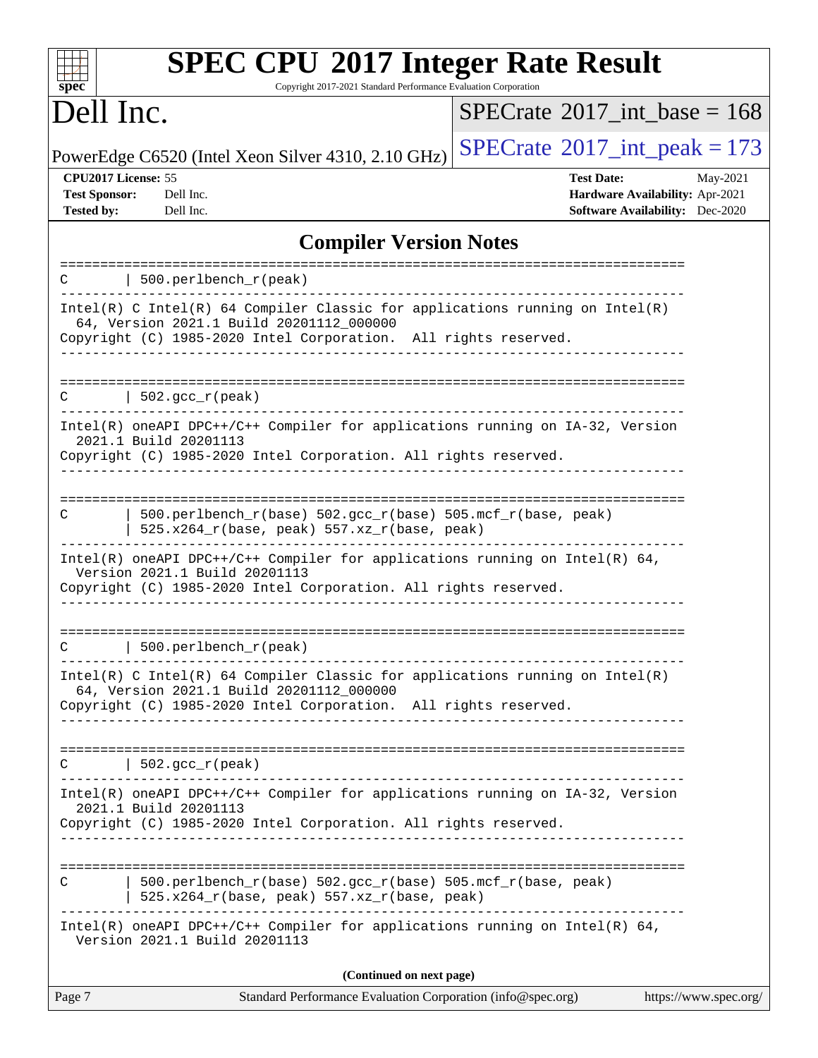# SPEC CPU 2017 Integer Rate Result

Copyright 2017-2021 Standard Performance Evaluation Corporation

## Dell Inc.

PowerEdge C6520 (Intel Xeon Silver 4310, 2.10 GHz)

SPECrate 2017_int_base = 168

SPECrate 2017_int_peak = 173

**CPU2017 License:** 55
**Test Sponsor:** Dell Inc.
**Tested by:** Dell Inc.

**Test Date:** May-2021
**Hardware Availability:** Apr-2021
**Software Availability:** Dec-2020

## Compiler Version Notes

```
==============================================================================
C       | 500.perlbench_r(peak)
------------------------------------------------------------------------------
Intel(R) C Intel(R) 64 Compiler Classic for applications running on Intel(R)
  64, Version 2021.1 Build 20201112_000000
Copyright (C) 1985-2020 Intel Corporation.  All rights reserved.
------------------------------------------------------------------------------

==============================================================================
C       | 502.gcc_r(peak)
------------------------------------------------------------------------------
Intel(R) oneAPI DPC++/C++ Compiler for applications running on IA-32, Version
  2021.1 Build 20201113
Copyright (C) 1985-2020 Intel Corporation. All rights reserved.
------------------------------------------------------------------------------

==============================================================================
C       | 500.perlbench_r(base) 502.gcc_r(base) 505.mcf_r(base, peak)
        | 525.x264_r(base, peak) 557.xz_r(base, peak)
------------------------------------------------------------------------------
Intel(R) oneAPI DPC++/C++ Compiler for applications running on Intel(R) 64,
  Version 2021.1 Build 20201113
Copyright (C) 1985-2020 Intel Corporation. All rights reserved.
------------------------------------------------------------------------------

==============================================================================
C       | 500.perlbench_r(peak)
------------------------------------------------------------------------------
Intel(R) C Intel(R) 64 Compiler Classic for applications running on Intel(R)
  64, Version 2021.1 Build 20201112_000000
Copyright (C) 1985-2020 Intel Corporation.  All rights reserved.
------------------------------------------------------------------------------

==============================================================================
C       | 502.gcc_r(peak)
------------------------------------------------------------------------------
Intel(R) oneAPI DPC++/C++ Compiler for applications running on IA-32, Version
  2021.1 Build 20201113
Copyright (C) 1985-2020 Intel Corporation. All rights reserved.
------------------------------------------------------------------------------

==============================================================================
C       | 500.perlbench_r(base) 502.gcc_r(base) 505.mcf_r(base, peak)
        | 525.x264_r(base, peak) 557.xz_r(base, peak)
------------------------------------------------------------------------------
Intel(R) oneAPI DPC++/C++ Compiler for applications running on Intel(R) 64,
  Version 2021.1 Build 20201113
```

**(Continued on next page)**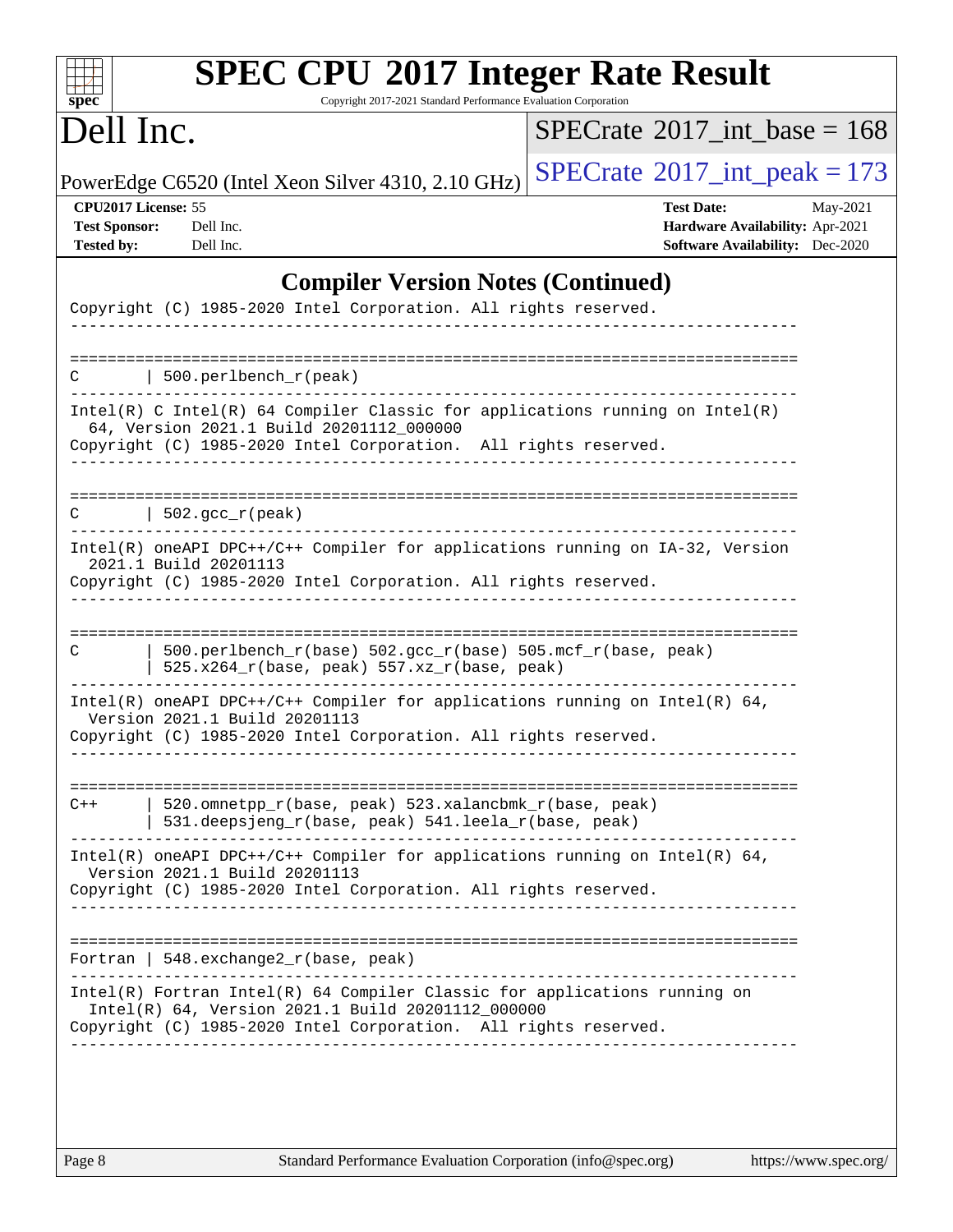## Compiler Version Notes (Continued)

```
Copyright (C) 1985-2020 Intel Corporation. All rights reserved.
------------------------------------------------------------------------------

==============================================================================
C       | 500.perlbench_r(peak)
------------------------------------------------------------------------------
Intel(R) C Intel(R) 64 Compiler Classic for applications running on Intel(R)
  64, Version 2021.1 Build 20201112_000000
Copyright (C) 1985-2020 Intel Corporation.  All rights reserved.
------------------------------------------------------------------------------

==============================================================================
C       | 502.gcc_r(peak)
------------------------------------------------------------------------------
Intel(R) oneAPI DPC++/C++ Compiler for applications running on IA-32, Version
  2021.1 Build 20201113
Copyright (C) 1985-2020 Intel Corporation. All rights reserved.
------------------------------------------------------------------------------

==============================================================================
C       | 500.perlbench_r(base) 502.gcc_r(base) 505.mcf_r(base, peak)
        | 525.x264_r(base, peak) 557.xz_r(base, peak)
------------------------------------------------------------------------------
Intel(R) oneAPI DPC++/C++ Compiler for applications running on Intel(R) 64,
  Version 2021.1 Build 20201113
Copyright (C) 1985-2020 Intel Corporation. All rights reserved.
------------------------------------------------------------------------------

==============================================================================
C++     | 520.omnetpp_r(base, peak) 523.xalancbmk_r(base, peak)
        | 531.deepsjeng_r(base, peak) 541.leela_r(base, peak)
------------------------------------------------------------------------------
Intel(R) oneAPI DPC++/C++ Compiler for applications running on Intel(R) 64,
  Version 2021.1 Build 20201113
Copyright (C) 1985-2020 Intel Corporation. All rights reserved.
------------------------------------------------------------------------------

==============================================================================
Fortran | 548.exchange2_r(base, peak)
------------------------------------------------------------------------------
Intel(R) Fortran Intel(R) 64 Compiler Classic for applications running on
  Intel(R) 64, Version 2021.1 Build 20201112_000000
Copyright (C) 1985-2020 Intel Corporation.  All rights reserved.
------------------------------------------------------------------------------
```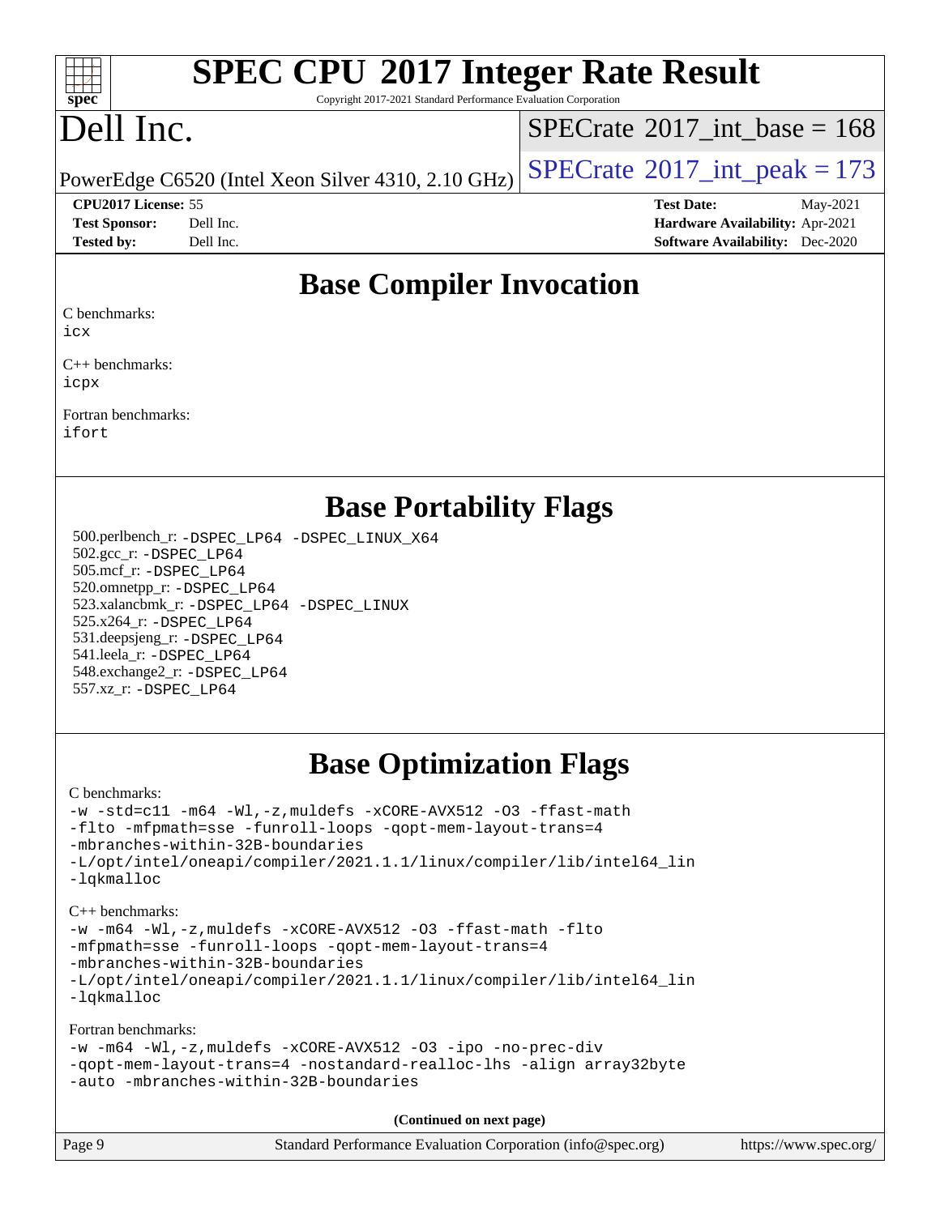# Base Compiler Invocation

C benchmarks:
icx

C++ benchmarks:
icpx

Fortran benchmarks:
ifort

# Base Portability Flags

500.perlbench_r: -DSPEC_LP64 -DSPEC_LINUX_X64
502.gcc_r: -DSPEC_LP64
505.mcf_r: -DSPEC_LP64
520.omnetpp_r: -DSPEC_LP64
523.xalancbmk_r: -DSPEC_LP64 -DSPEC_LINUX
525.x264_r: -DSPEC_LP64
531.deepsjeng_r: -DSPEC_LP64
541.leela_r: -DSPEC_LP64
548.exchange2_r: -DSPEC_LP64
557.xz_r: -DSPEC_LP64

# Base Optimization Flags

C benchmarks:
-w -std=c11 -m64 -Wl,-z,muldefs -xCORE-AVX512 -O3 -ffast-math -flto -mfpmath=sse -funroll-loops -qopt-mem-layout-trans=4 -mbranches-within-32B-boundaries -L/opt/intel/oneapi/compiler/2021.1.1/linux/compiler/lib/intel64_lin -lqkmalloc

C++ benchmarks:
-w -m64 -Wl,-z,muldefs -xCORE-AVX512 -O3 -ffast-math -flto -mfpmath=sse -funroll-loops -qopt-mem-layout-trans=4 -mbranches-within-32B-boundaries -L/opt/intel/oneapi/compiler/2021.1.1/linux/compiler/lib/intel64_lin -lqkmalloc

Fortran benchmarks:
-w -m64 -Wl,-z,muldefs -xCORE-AVX512 -O3 -ipo -no-prec-div -qopt-mem-layout-trans=4 -nostandard-realloc-lhs -align array32byte -auto -mbranches-within-32B-boundaries

(Continued on next page)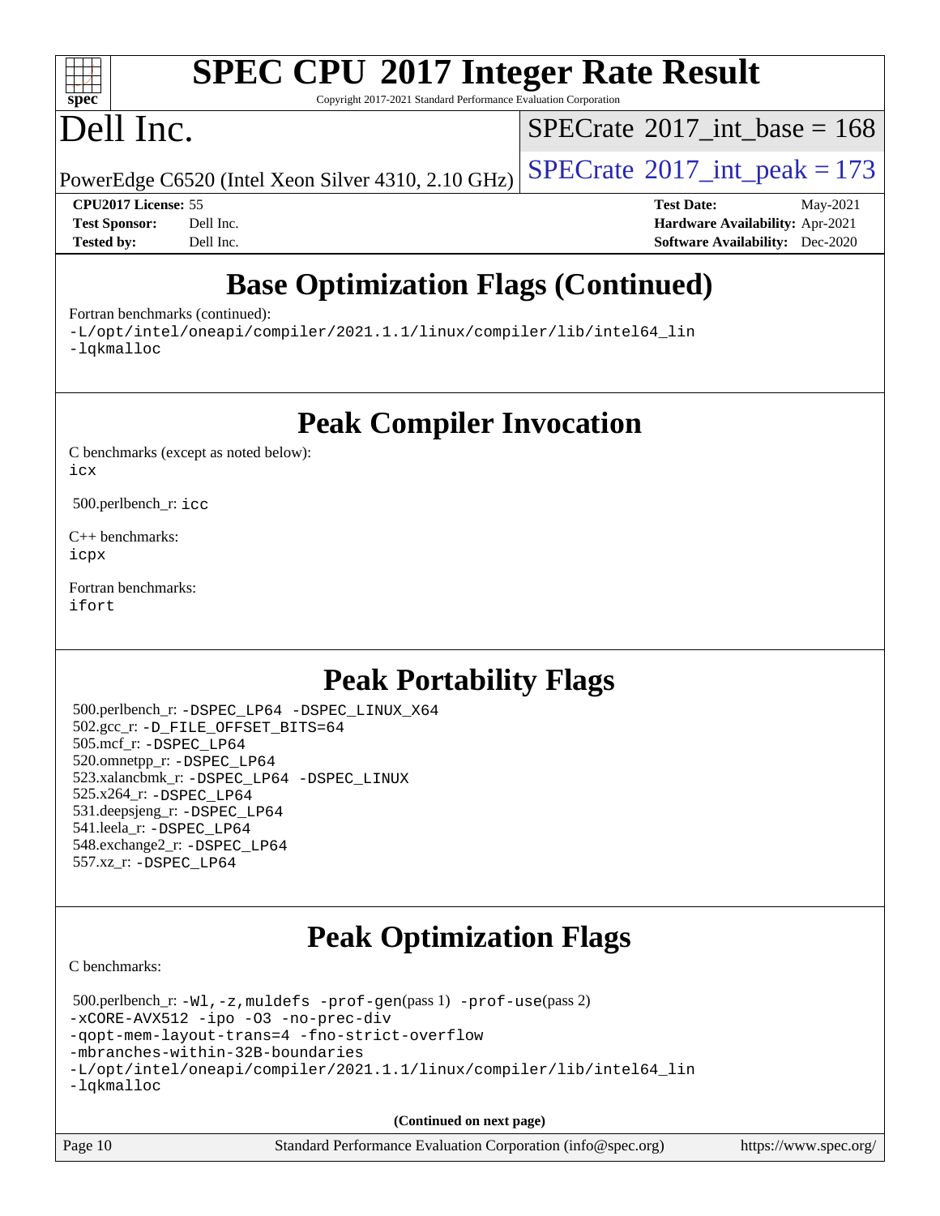## Base Optimization Flags (Continued)

Fortran benchmarks (continued):

-L/opt/intel/oneapi/compiler/2021.1.1/linux/compiler/lib/intel64_lin
-lqkmalloc

## Peak Compiler Invocation

C benchmarks (except as noted below):
icx

500.perlbench_r: icc

C++ benchmarks:
icpx

Fortran benchmarks:
ifort

## Peak Portability Flags

500.perlbench_r: -DSPEC_LP64 -DSPEC_LINUX_X64
502.gcc_r: -D_FILE_OFFSET_BITS=64
505.mcf_r: -DSPEC_LP64
520.omnetpp_r: -DSPEC_LP64
523.xalancbmk_r: -DSPEC_LP64 -DSPEC_LINUX
525.x264_r: -DSPEC_LP64
531.deepsjeng_r: -DSPEC_LP64
541.leela_r: -DSPEC_LP64
548.exchange2_r: -DSPEC_LP64
557.xz_r: -DSPEC_LP64

## Peak Optimization Flags

C benchmarks:

500.perlbench_r: -Wl,-z,muldefs -prof-gen(pass 1) -prof-use(pass 2)
-xCORE-AVX512 -ipo -O3 -no-prec-div
-qopt-mem-layout-trans=4 -fno-strict-overflow
-mbranches-within-32B-boundaries
-L/opt/intel/oneapi/compiler/2021.1.1/linux/compiler/lib/intel64_lin
-lqkmalloc

**(Continued on next page)**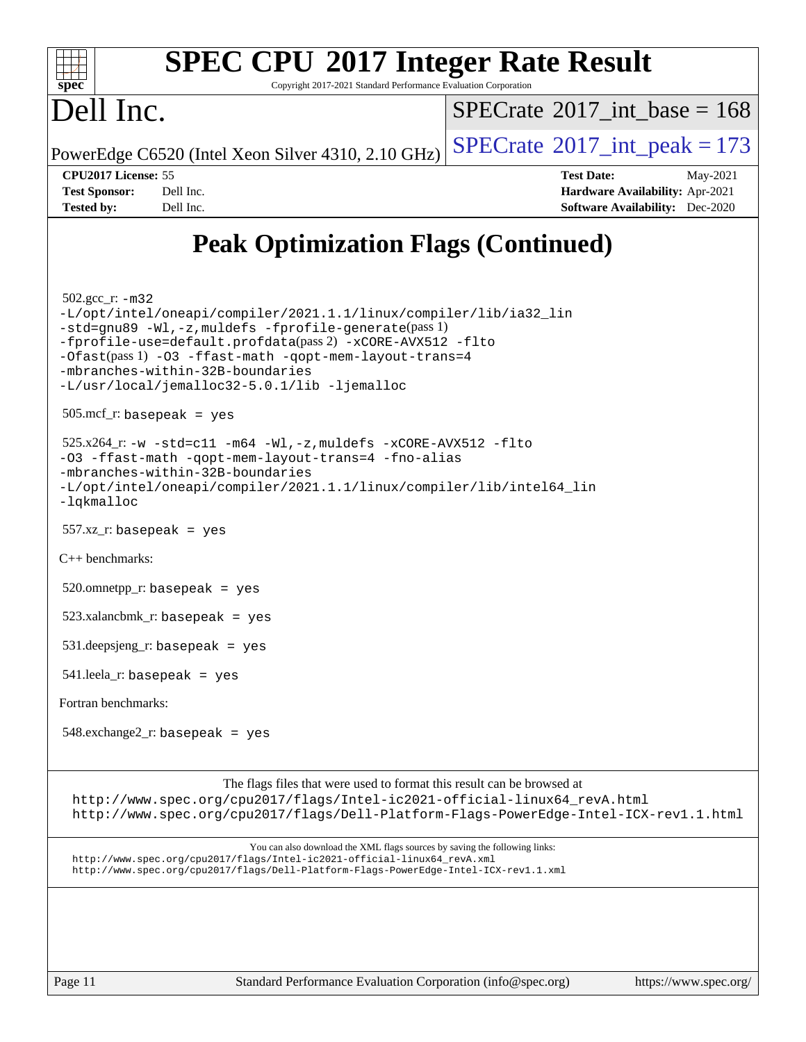# SPEC CPU 2017 Integer Rate Result

Copyright 2017-2021 Standard Performance Evaluation Corporation

## Dell Inc.

PowerEdge C6520 (Intel Xeon Silver 4310, 2.10 GHz)

SPECrate 2017_int_base = 168

SPECrate 2017_int_peak = 173

**CPU2017 License:** 55
**Test Sponsor:** Dell Inc.
**Tested by:** Dell Inc.

**Test Date:** May-2021
**Hardware Availability:** Apr-2021
**Software Availability:** Dec-2020

# Peak Optimization Flags (Continued)

502.gcc_r: `-m32 -L/opt/intel/oneapi/compiler/2021.1.1/linux/compiler/lib/ia32_lin -std=gnu89 -Wl,-z,muldefs -fprofile-generate`(pass 1) `-fprofile-use=default.profdata`(pass 2) `-xCORE-AVX512 -flto -Ofast`(pass 1) `-O3 -ffast-math -qopt-mem-layout-trans=4 -mbranches-within-32B-boundaries -L/usr/local/jemalloc32-5.0.1/lib -ljemalloc`

505.mcf_r: `basepeak = yes`

525.x264_r: `-w -std=c11 -m64 -Wl,-z,muldefs -xCORE-AVX512 -flto -O3 -ffast-math -qopt-mem-layout-trans=4 -fno-alias -mbranches-within-32B-boundaries -L/opt/intel/oneapi/compiler/2021.1.1/linux/compiler/lib/intel64_lin -lqkmalloc`

557.xz_r: `basepeak = yes`

C++ benchmarks:

520.omnetpp_r: `basepeak = yes`

523.xalancbmk_r: `basepeak = yes`

531.deepsjeng_r: `basepeak = yes`

541.leela_r: `basepeak = yes`

Fortran benchmarks:

548.exchange2_r: `basepeak = yes`

The flags files that were used to format this result can be browsed at
http://www.spec.org/cpu2017/flags/Intel-ic2021-official-linux64_revA.html
http://www.spec.org/cpu2017/flags/Dell-Platform-Flags-PowerEdge-Intel-ICX-rev1.1.html

You can also download the XML flags sources by saving the following links:
http://www.spec.org/cpu2017/flags/Intel-ic2021-official-linux64_revA.xml
http://www.spec.org/cpu2017/flags/Dell-Platform-Flags-PowerEdge-Intel-ICX-rev1.1.xml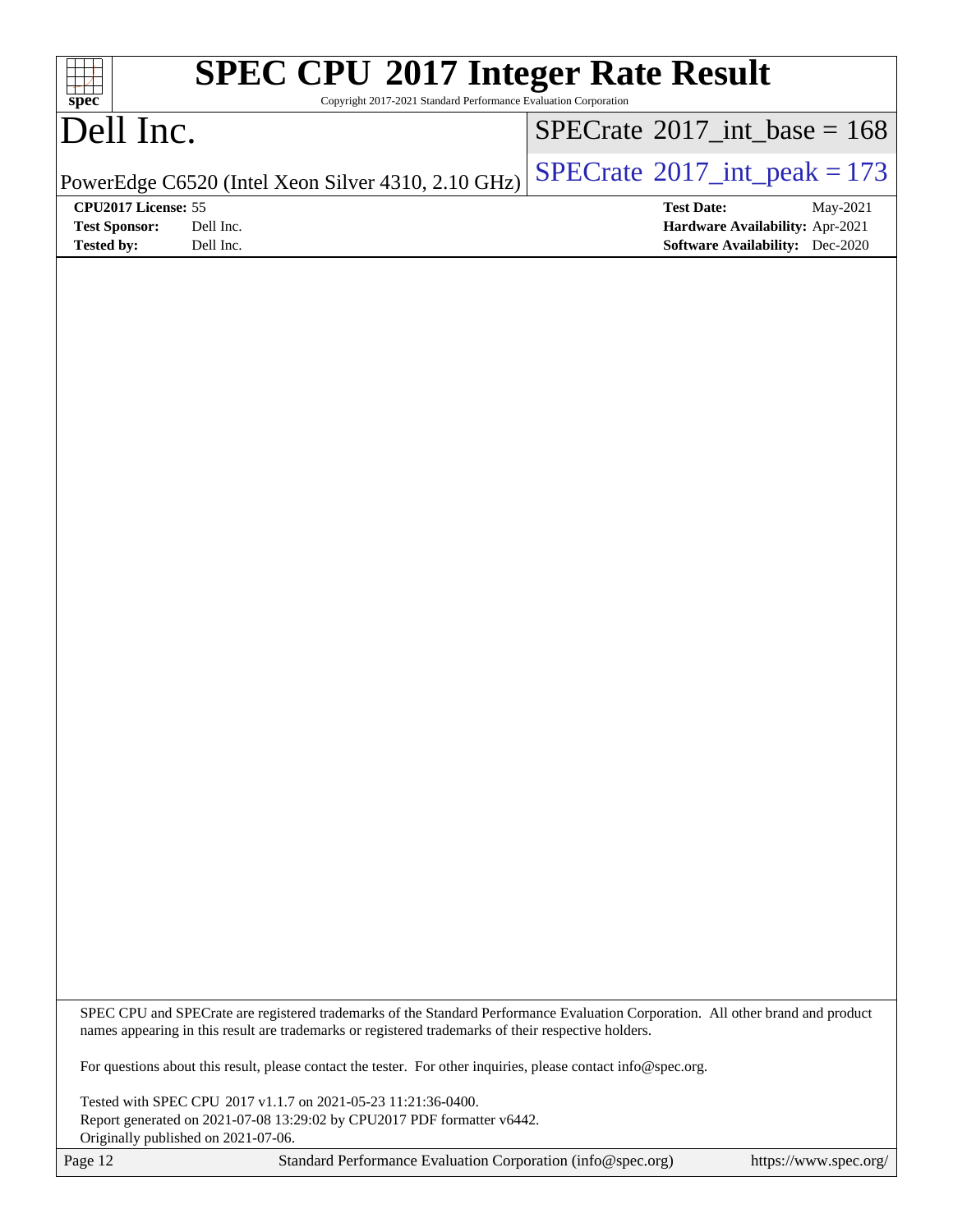SPEC CPU and SPECrate are registered trademarks of the Standard Performance Evaluation Corporation. All other brand and product names appearing in this result are trademarks or registered trademarks of their respective holders.

For questions about this result, please contact the tester. For other inquiries, please contact info@spec.org.

Tested with SPEC CPU 2017 v1.1.7 on 2021-05-23 11:21:36-0400.
Report generated on 2021-07-08 13:29:02 by CPU2017 PDF formatter v6442.
Originally published on 2021-07-06.